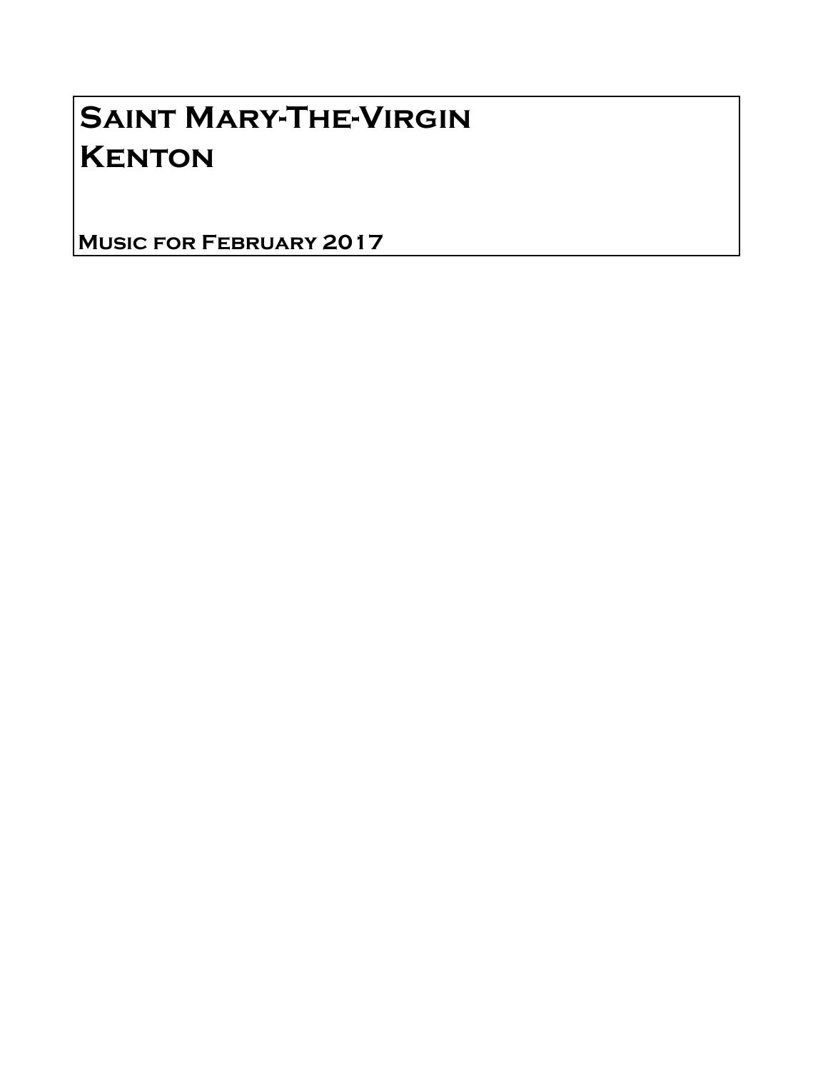# Saint Mary-The-Virgin
# Kenton

**Music for February 2017**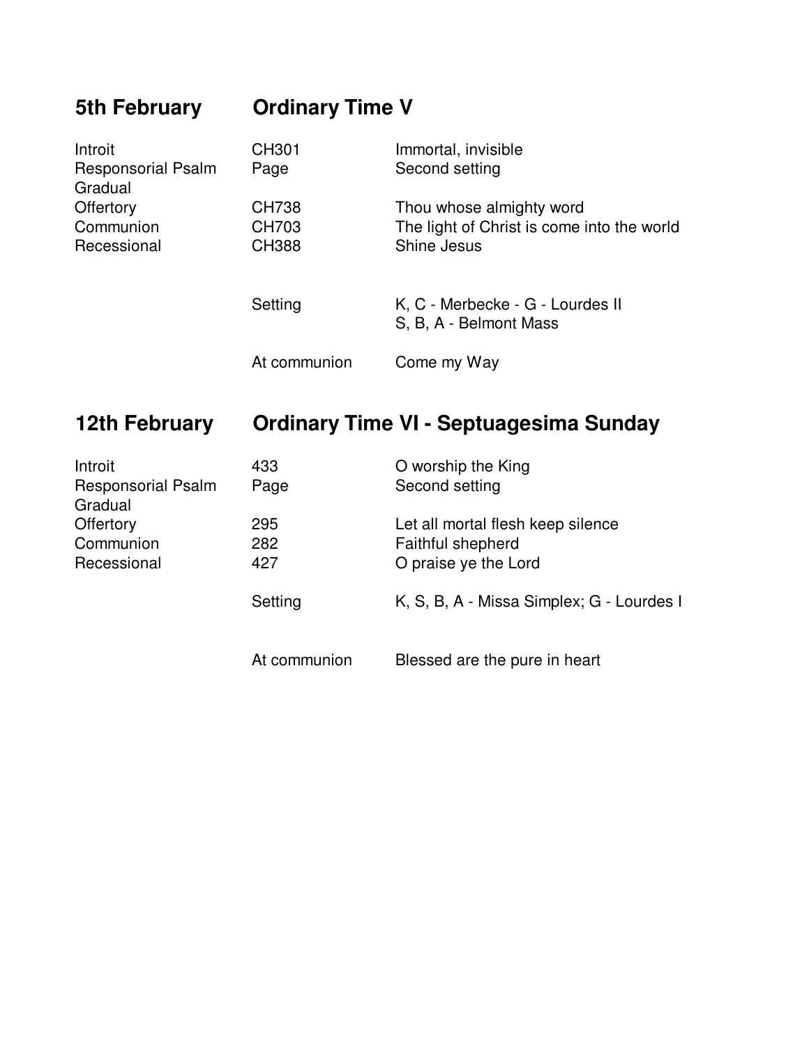## 5th February — Ordinary Time V

| | | |
|---|---|---|
| Introit | CH301 | Immortal, invisible |
| Responsorial Psalm Gradual | Page | Second setting |
| Offertory | CH738 | Thou whose almighty word |
| Communion | CH703 | The light of Christ is come into the world |
| Recessional | CH388 | Shine Jesus |
| | Setting | K, C - Merbecke - G - Lourdes II<br>S, B, A - Belmont Mass |
| | At communion | Come my Way |

## 12th February — Ordinary Time VI - Septuagesima Sunday

| | | |
|---|---|---|
| Introit | 433 | O worship the King |
| Responsorial Psalm Gradual | Page | Second setting |
| Offertory | 295 | Let all mortal flesh keep silence |
| Communion | 282 | Faithful shepherd |
| Recessional | 427 | O praise ye the Lord |
| | Setting | K, S, B, A - Missa Simplex; G - Lourdes I |
| | At communion | Blessed are the pure in heart |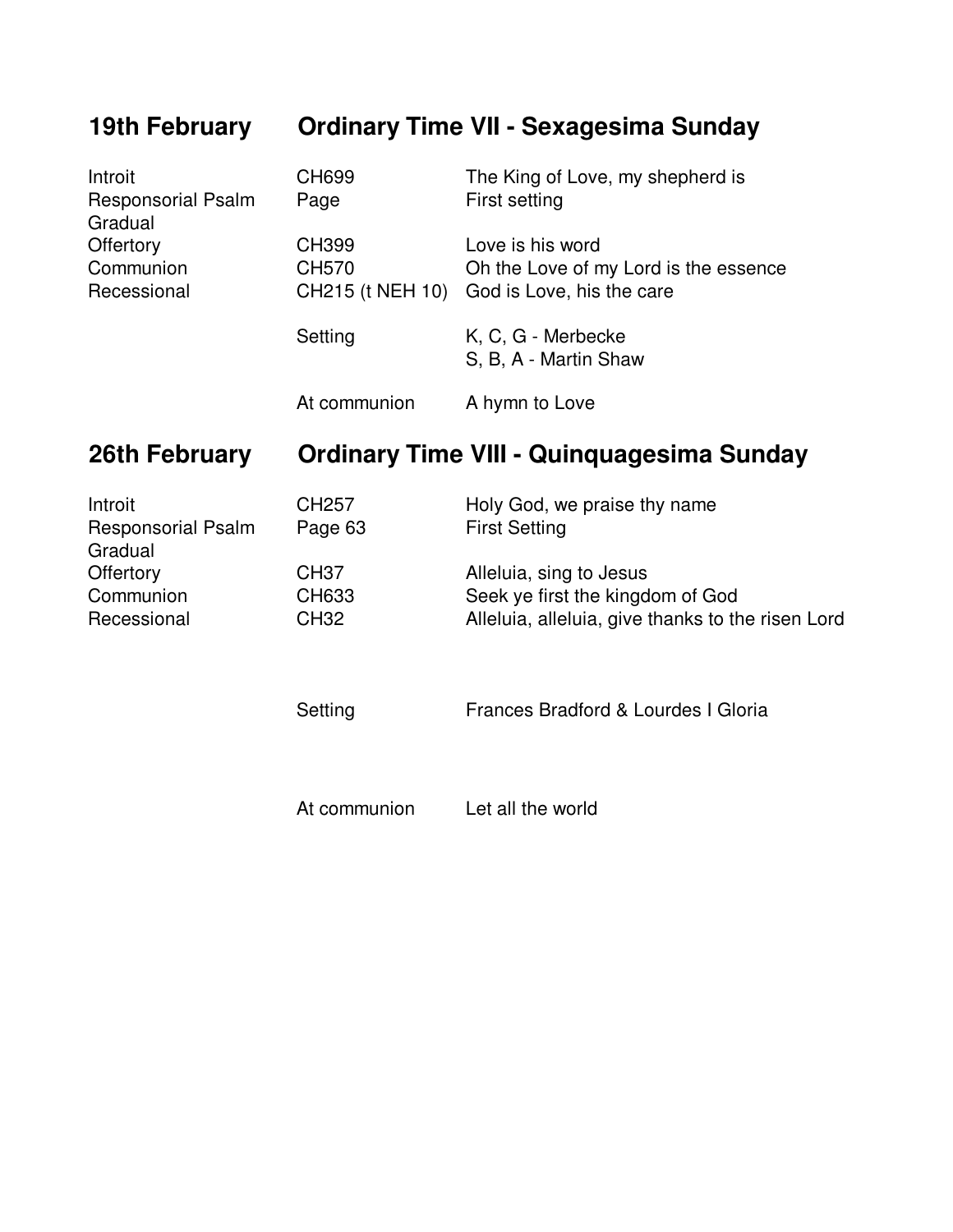## 19th February — Ordinary Time VII - Sexagesima Sunday

| | | |
|---|---|---|
| Introit | CH699 | The King of Love, my shepherd is |
| Responsorial Psalm | Page | First setting |
| Gradual | | |
| Offertory | CH399 | Love is his word |
| Communion | CH570 | Oh the Love of my Lord is the essence |
| Recessional | CH215 (t NEH 10) | God is Love, his the care |
| | Setting | K, C, G - Merbecke<br>S, B, A - Martin Shaw |
| | At communion | A hymn to Love |

## 26th February — Ordinary Time VIII - Quinquagesima Sunday

| | | |
|---|---|---|
| Introit | CH257 | Holy God, we praise thy name |
| Responsorial Psalm | Page 63 | First Setting |
| Gradual | | |
| Offertory | CH37 | Alleluia, sing to Jesus |
| Communion | CH633 | Seek ye first the kingdom of God |
| Recessional | CH32 | Alleluia, alleluia, give thanks to the risen Lord |
| | Setting | Frances Bradford & Lourdes I Gloria |
| | At communion | Let all the world |